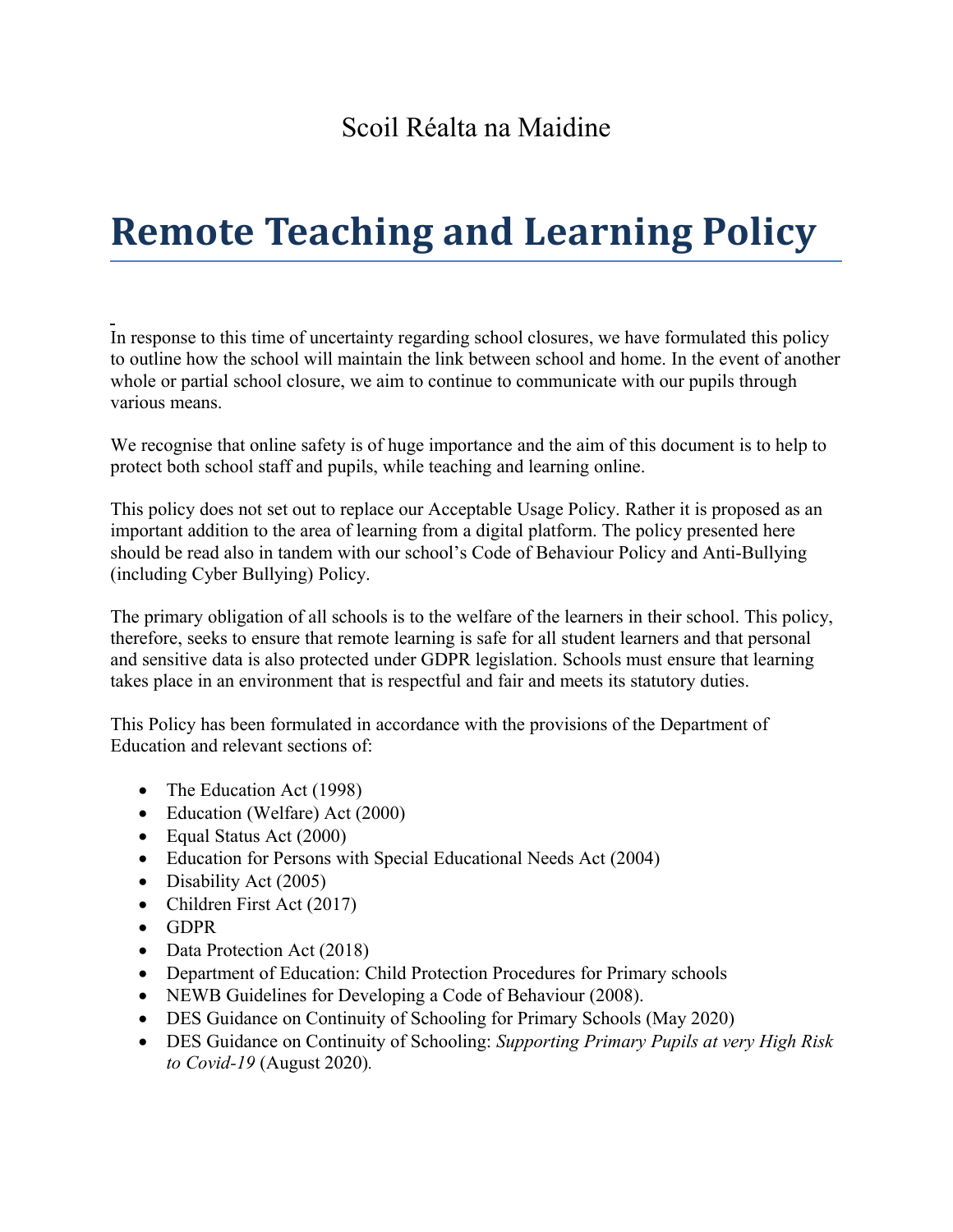Scoil Réalta na Maidine

# Remote Teaching and Learning Policy

In response to this time of uncertainty regarding school closures, we have formulated this policy to outline how the school will maintain the link between school and home. In the event of another whole or partial school closure, we aim to continue to communicate with our pupils through various means.

We recognise that online safety is of huge importance and the aim of this document is to help to protect both school staff and pupils, while teaching and learning online.

This policy does not set out to replace our Acceptable Usage Policy. Rather it is proposed as an important addition to the area of learning from a digital platform. The policy presented here should be read also in tandem with our school's Code of Behaviour Policy and Anti-Bullying (including Cyber Bullying) Policy.

The primary obligation of all schools is to the welfare of the learners in their school. This policy, therefore, seeks to ensure that remote learning is safe for all student learners and that personal and sensitive data is also protected under GDPR legislation. Schools must ensure that learning takes place in an environment that is respectful and fair and meets its statutory duties.

This Policy has been formulated in accordance with the provisions of the Department of Education and relevant sections of:

- The Education Act (1998)
- Education (Welfare) Act (2000)
- Equal Status Act (2000)
- Education for Persons with Special Educational Needs Act (2004)
- Disability Act (2005)
- Children First Act (2017)
- GDPR
- Data Protection Act (2018)
- Department of Education: Child Protection Procedures for Primary schools
- NEWB Guidelines for Developing a Code of Behaviour (2008).
- DES Guidance on Continuity of Schooling for Primary Schools (May 2020)
- DES Guidance on Continuity of Schooling: *Supporting Primary Pupils at very High Risk to Covid-19* (August 2020).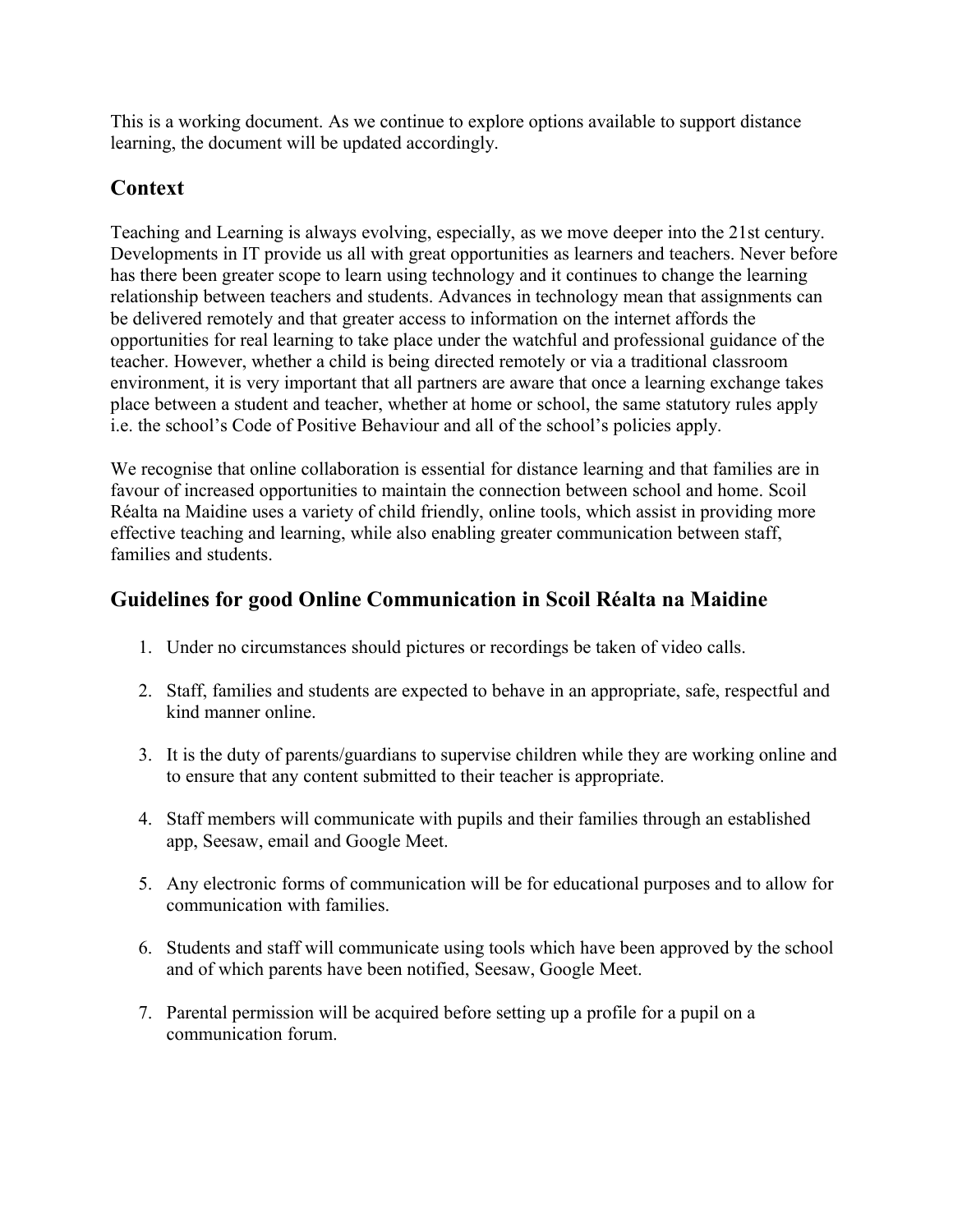This is a working document. As we continue to explore options available to support distance learning, the document will be updated accordingly.

## Context

Teaching and Learning is always evolving, especially, as we move deeper into the 21st century. Developments in IT provide us all with great opportunities as learners and teachers. Never before has there been greater scope to learn using technology and it continues to change the learning relationship between teachers and students. Advances in technology mean that assignments can be delivered remotely and that greater access to information on the internet affords the opportunities for real learning to take place under the watchful and professional guidance of the teacher. However, whether a child is being directed remotely or via a traditional classroom environment, it is very important that all partners are aware that once a learning exchange takes place between a student and teacher, whether at home or school, the same statutory rules apply i.e. the school's Code of Positive Behaviour and all of the school's policies apply.

We recognise that online collaboration is essential for distance learning and that families are in favour of increased opportunities to maintain the connection between school and home. Scoil Réalta na Maidine uses a variety of child friendly, online tools, which assist in providing more effective teaching and learning, while also enabling greater communication between staff, families and students.

## Guidelines for good Online Communication in Scoil Réalta na Maidine

1. Under no circumstances should pictures or recordings be taken of video calls.

2. Staff, families and students are expected to behave in an appropriate, safe, respectful and kind manner online.

3. It is the duty of parents/guardians to supervise children while they are working online and to ensure that any content submitted to their teacher is appropriate.

4. Staff members will communicate with pupils and their families through an established app, Seesaw, email and Google Meet.

5. Any electronic forms of communication will be for educational purposes and to allow for communication with families.

6. Students and staff will communicate using tools which have been approved by the school and of which parents have been notified, Seesaw, Google Meet.

7. Parental permission will be acquired before setting up a profile for a pupil on a communication forum.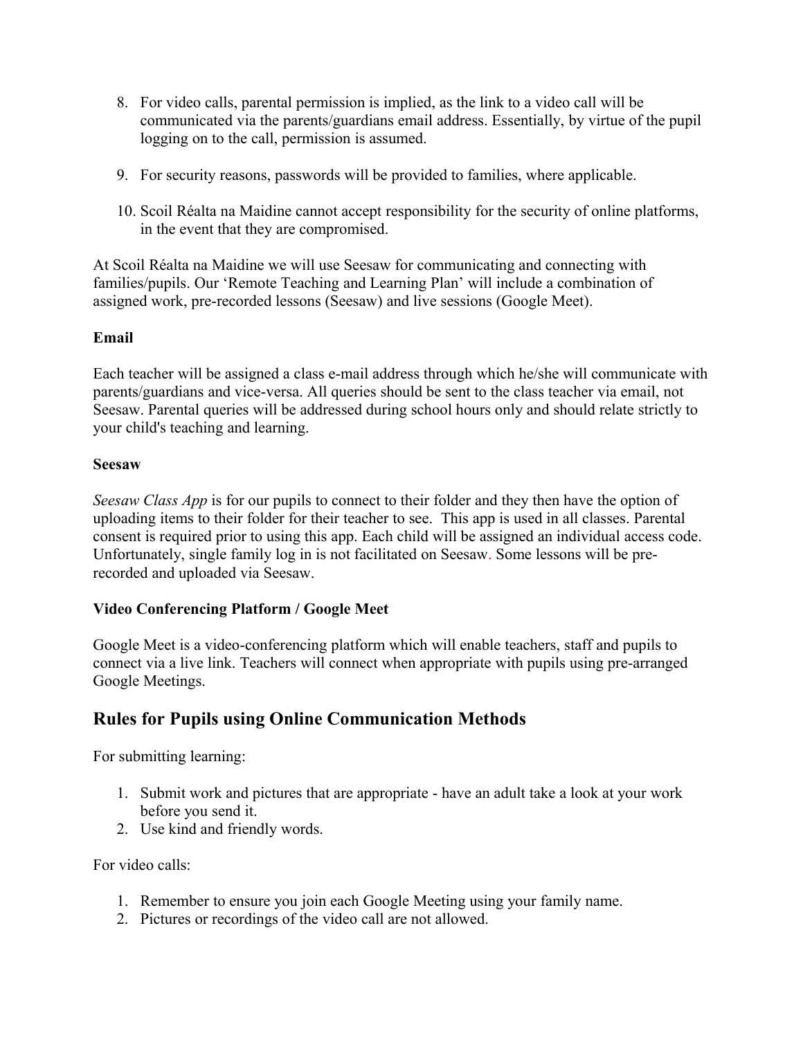8. For video calls, parental permission is implied, as the link to a video call will be communicated via the parents/guardians email address. Essentially, by virtue of the pupil logging on to the call, permission is assumed.

9. For security reasons, passwords will be provided to families, where applicable.

10. Scoil Réalta na Maidine cannot accept responsibility for the security of online platforms, in the event that they are compromised.

At Scoil Réalta na Maidine we will use Seesaw for communicating and connecting with families/pupils. Our 'Remote Teaching and Learning Plan' will include a combination of assigned work, pre-recorded lessons (Seesaw) and live sessions (Google Meet).

**Email**

Each teacher will be assigned a class e-mail address through which he/she will communicate with parents/guardians and vice-versa. All queries should be sent to the class teacher via email, not Seesaw. Parental queries will be addressed during school hours only and should relate strictly to your child's teaching and learning.

**Seesaw**

*Seesaw Class App* is for our pupils to connect to their folder and they then have the option of uploading items to their folder for their teacher to see. This app is used in all classes. Parental consent is required prior to using this app. Each child will be assigned an individual access code. Unfortunately, single family log in is not facilitated on Seesaw. Some lessons will be pre-recorded and uploaded via Seesaw.

**Video Conferencing Platform / Google Meet**

Google Meet is a video-conferencing platform which will enable teachers, staff and pupils to connect via a live link. Teachers will connect when appropriate with pupils using pre-arranged Google Meetings.

## Rules for Pupils using Online Communication Methods

For submitting learning:

1. Submit work and pictures that are appropriate - have an adult take a look at your work before you send it.
2. Use kind and friendly words.

For video calls:

1. Remember to ensure you join each Google Meeting using your family name.
2. Pictures or recordings of the video call are not allowed.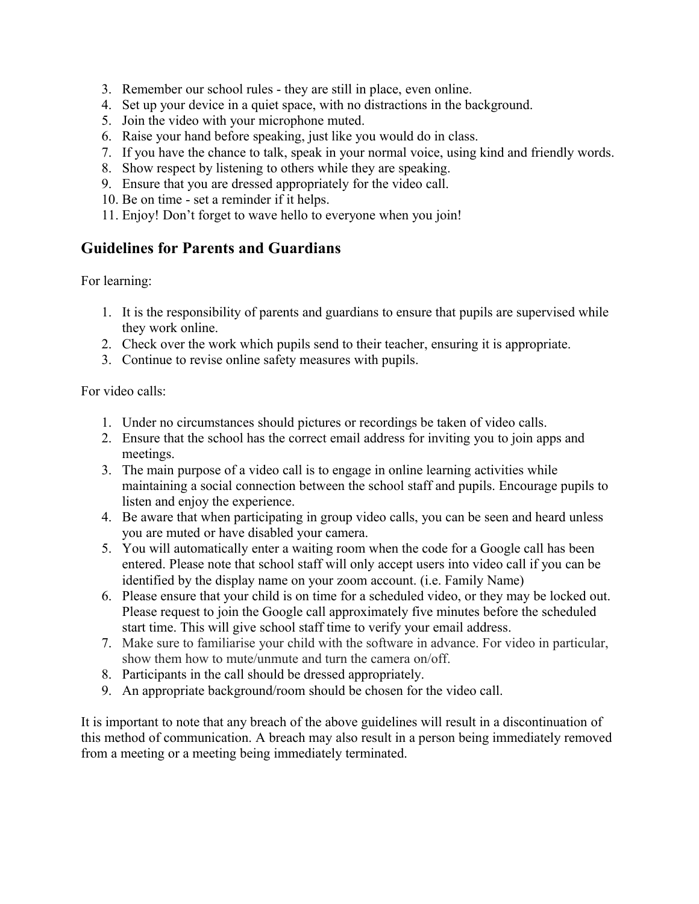3. Remember our school rules - they are still in place, even online.
4. Set up your device in a quiet space, with no distractions in the background.
5. Join the video with your microphone muted.
6. Raise your hand before speaking, just like you would do in class.
7. If you have the chance to talk, speak in your normal voice, using kind and friendly words.
8. Show respect by listening to others while they are speaking.
9. Ensure that you are dressed appropriately for the video call.
10. Be on time - set a reminder if it helps.
11. Enjoy! Don't forget to wave hello to everyone when you join!

## Guidelines for Parents and Guardians

For learning:

1. It is the responsibility of parents and guardians to ensure that pupils are supervised while they work online.
2. Check over the work which pupils send to their teacher, ensuring it is appropriate.
3. Continue to revise online safety measures with pupils.

For video calls:

1. Under no circumstances should pictures or recordings be taken of video calls.
2. Ensure that the school has the correct email address for inviting you to join apps and meetings.
3. The main purpose of a video call is to engage in online learning activities while maintaining a social connection between the school staff and pupils. Encourage pupils to listen and enjoy the experience.
4. Be aware that when participating in group video calls, you can be seen and heard unless you are muted or have disabled your camera.
5. You will automatically enter a waiting room when the code for a Google call has been entered. Please note that school staff will only accept users into video call if you can be identified by the display name on your zoom account. (i.e. Family Name)
6. Please ensure that your child is on time for a scheduled video, or they may be locked out. Please request to join the Google call approximately five minutes before the scheduled start time. This will give school staff time to verify your email address.
7. Make sure to familiarise your child with the software in advance. For video in particular, show them how to mute/unmute and turn the camera on/off.
8. Participants in the call should be dressed appropriately.
9. An appropriate background/room should be chosen for the video call.

It is important to note that any breach of the above guidelines will result in a discontinuation of this method of communication. A breach may also result in a person being immediately removed from a meeting or a meeting being immediately terminated.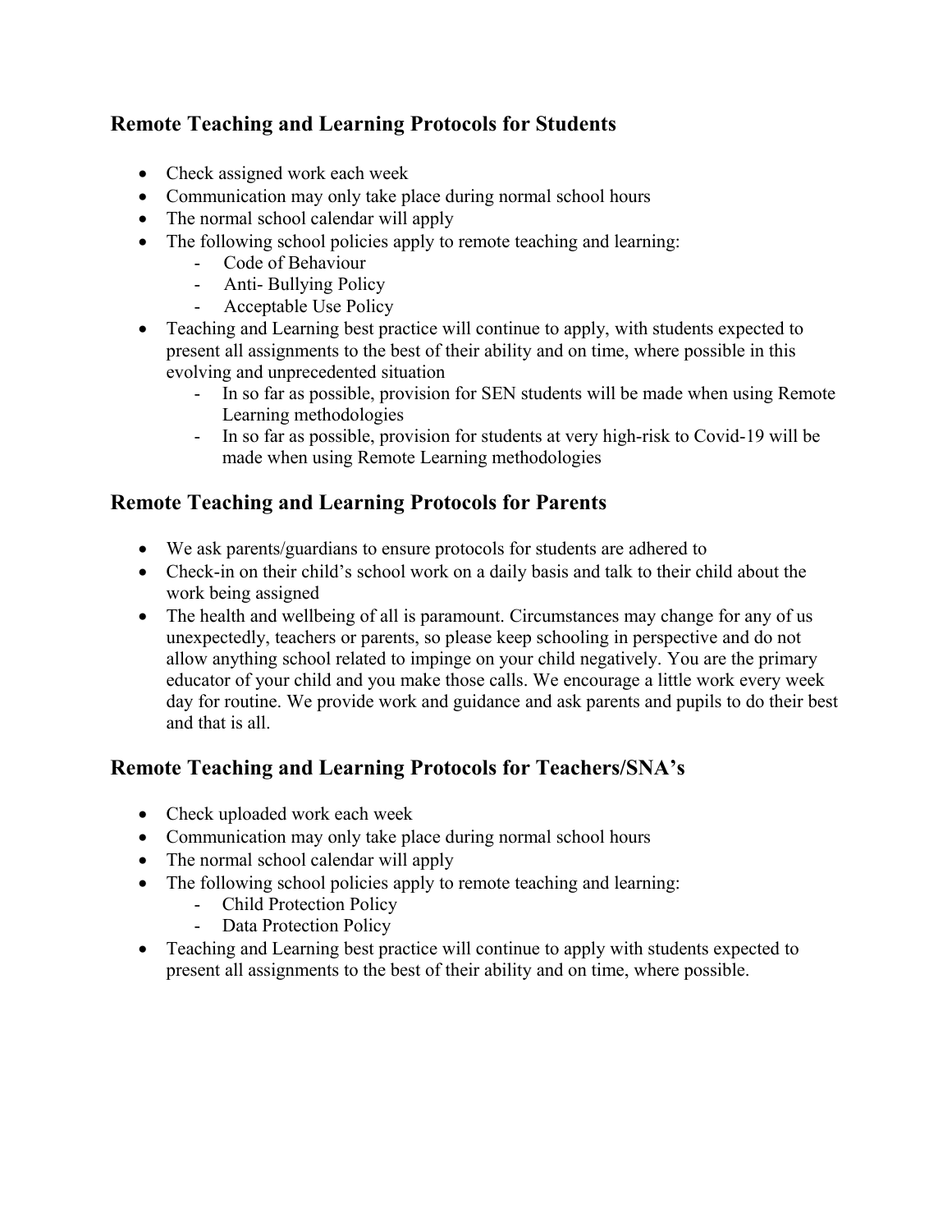## Remote Teaching and Learning Protocols for Students

- Check assigned work each week
- Communication may only take place during normal school hours
- The normal school calendar will apply
- The following school policies apply to remote teaching and learning:
  - Code of Behaviour
  - Anti- Bullying Policy
  - Acceptable Use Policy
- Teaching and Learning best practice will continue to apply, with students expected to present all assignments to the best of their ability and on time, where possible in this evolving and unprecedented situation
  - In so far as possible, provision for SEN students will be made when using Remote Learning methodologies
  - In so far as possible, provision for students at very high-risk to Covid-19 will be made when using Remote Learning methodologies

## Remote Teaching and Learning Protocols for Parents

- We ask parents/guardians to ensure protocols for students are adhered to
- Check-in on their child's school work on a daily basis and talk to their child about the work being assigned
- The health and wellbeing of all is paramount. Circumstances may change for any of us unexpectedly, teachers or parents, so please keep schooling in perspective and do not allow anything school related to impinge on your child negatively. You are the primary educator of your child and you make those calls. We encourage a little work every week day for routine. We provide work and guidance and ask parents and pupils to do their best and that is all.

## Remote Teaching and Learning Protocols for Teachers/SNA's

- Check uploaded work each week
- Communication may only take place during normal school hours
- The normal school calendar will apply
- The following school policies apply to remote teaching and learning:
  - Child Protection Policy
  - Data Protection Policy
- Teaching and Learning best practice will continue to apply with students expected to present all assignments to the best of their ability and on time, where possible.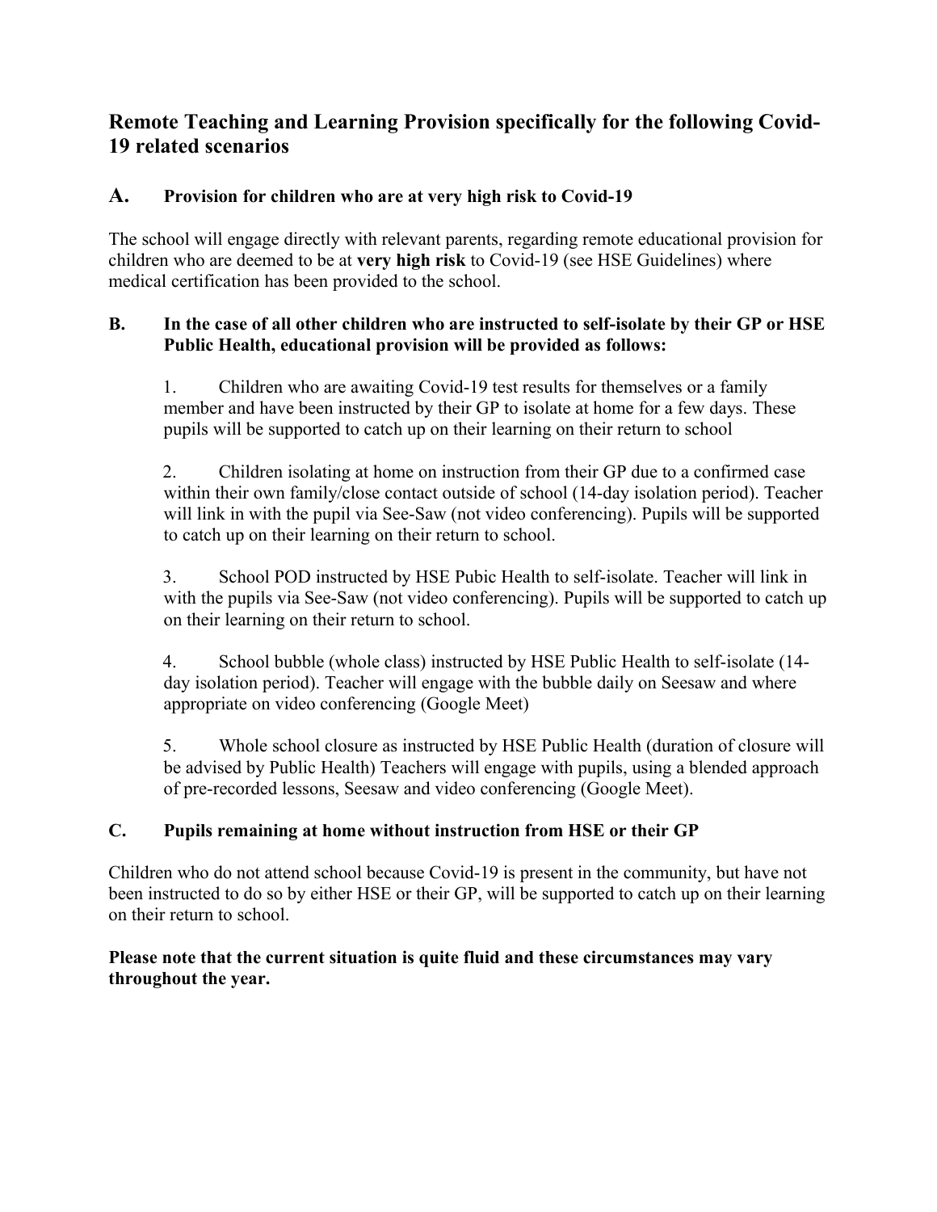## Remote Teaching and Learning Provision specifically for the following Covid-19 related scenarios

### A. Provision for children who are at very high risk to Covid-19

The school will engage directly with relevant parents, regarding remote educational provision for children who are deemed to be at **very high risk** to Covid-19 (see HSE Guidelines) where medical certification has been provided to the school.

### B. In the case of all other children who are instructed to self-isolate by their GP or HSE Public Health, educational provision will be provided as follows:

1. Children who are awaiting Covid-19 test results for themselves or a family member and have been instructed by their GP to isolate at home for a few days. These pupils will be supported to catch up on their learning on their return to school

2. Children isolating at home on instruction from their GP due to a confirmed case within their own family/close contact outside of school (14-day isolation period). Teacher will link in with the pupil via See-Saw (not video conferencing). Pupils will be supported to catch up on their learning on their return to school.

3. School POD instructed by HSE Pubic Health to self-isolate. Teacher will link in with the pupils via See-Saw (not video conferencing). Pupils will be supported to catch up on their learning on their return to school.

4. School bubble (whole class) instructed by HSE Public Health to self-isolate (14-day isolation period). Teacher will engage with the bubble daily on Seesaw and where appropriate on video conferencing (Google Meet)

5. Whole school closure as instructed by HSE Public Health (duration of closure will be advised by Public Health) Teachers will engage with pupils, using a blended approach of pre-recorded lessons, Seesaw and video conferencing (Google Meet).

### C. Pupils remaining at home without instruction from HSE or their GP

Children who do not attend school because Covid-19 is present in the community, but have not been instructed to do so by either HSE or their GP, will be supported to catch up on their learning on their return to school.

**Please note that the current situation is quite fluid and these circumstances may vary throughout the year.**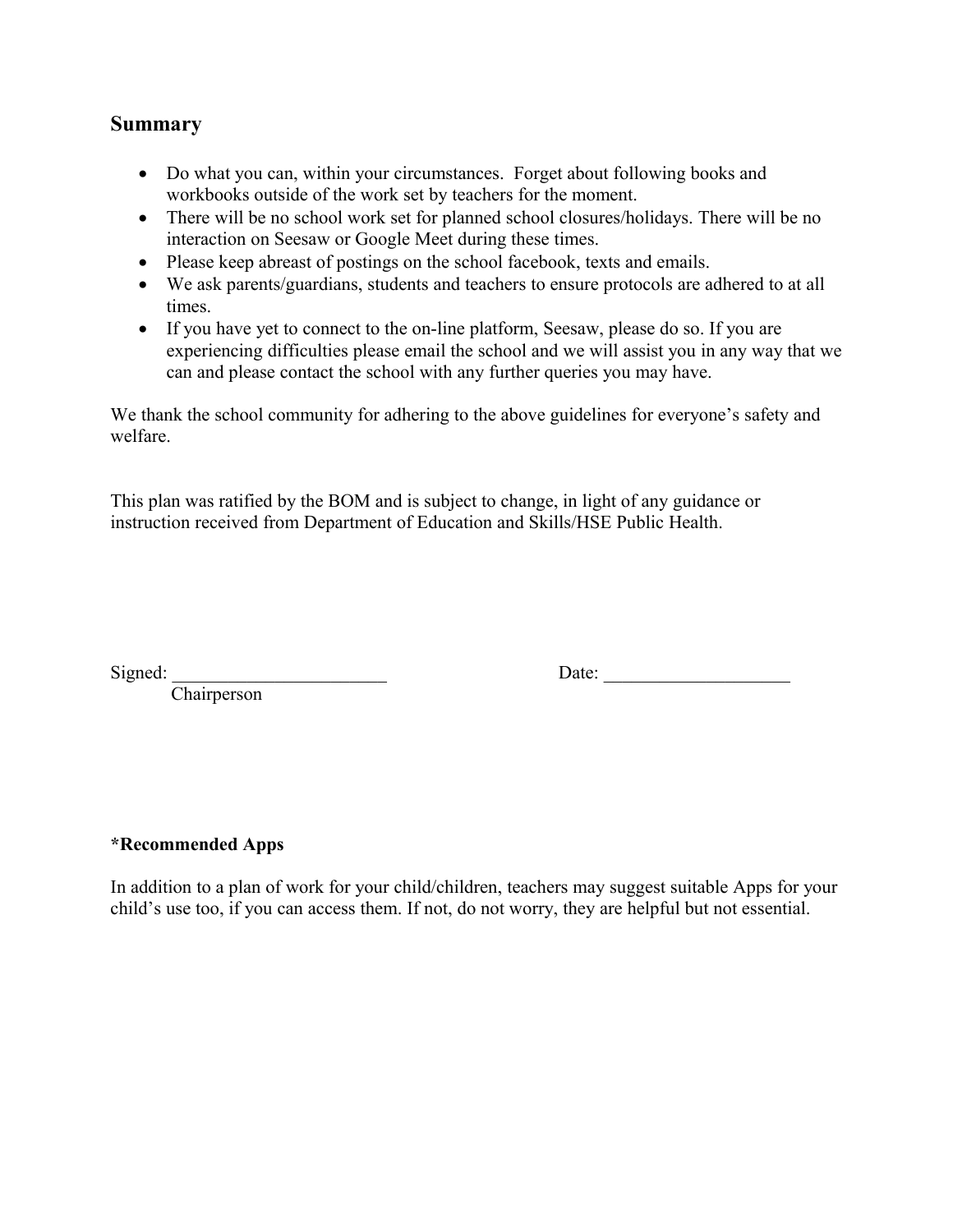## Summary

- Do what you can, within your circumstances. Forget about following books and workbooks outside of the work set by teachers for the moment.
- There will be no school work set for planned school closures/holidays. There will be no interaction on Seesaw or Google Meet during these times.
- Please keep abreast of postings on the school facebook, texts and emails.
- We ask parents/guardians, students and teachers to ensure protocols are adhered to at all times.
- If you have yet to connect to the on-line platform, Seesaw, please do so. If you are experiencing difficulties please email the school and we will assist you in any way that we can and please contact the school with any further queries you may have.

We thank the school community for adhering to the above guidelines for everyone's safety and welfare.

This plan was ratified by the BOM and is subject to change, in light of any guidance or instruction received from Department of Education and Skills/HSE Public Health.

Signed: _______________________ Date: ____________________

Chairperson

**\*Recommended Apps**

In addition to a plan of work for your child/children, teachers may suggest suitable Apps for your child's use too, if you can access them. If not, do not worry, they are helpful but not essential.